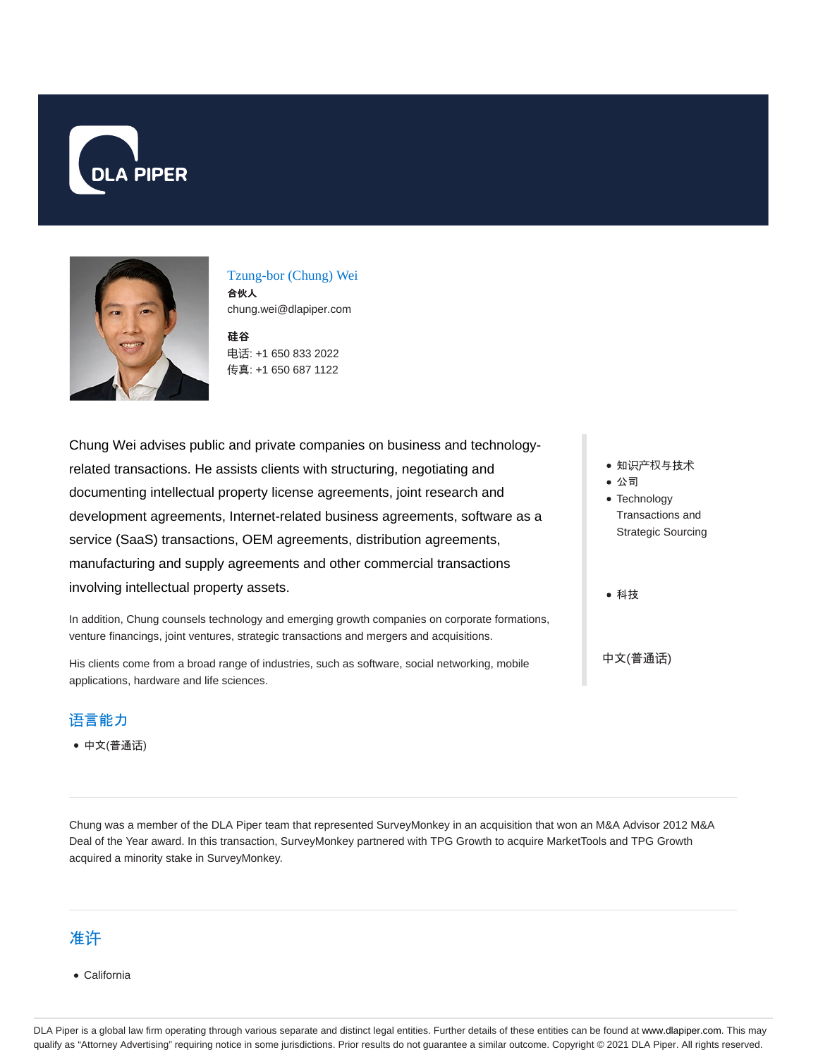DLA PIPER

# Tzung-bor (Chung) Wei

**合伙人**

chung.wei@dlapiper.com

**硅谷**

电话: +1 650 833 2022

传真: +1 650 687 1122

Chung Wei advises public and private companies on business and technology-related transactions. He assists clients with structuring, negotiating and documenting intellectual property license agreements, joint research and development agreements, Internet-related business agreements, software as a service (SaaS) transactions, OEM agreements, distribution agreements, manufacturing and supply agreements and other commercial transactions involving intellectual property assets.

In addition, Chung counsels technology and emerging growth companies on corporate formations, venture financings, joint ventures, strategic transactions and mergers and acquisitions.

His clients come from a broad range of industries, such as software, social networking, mobile applications, hardware and life sciences.

- 知识产权与技术
- 公司
- Technology Transactions and Strategic Sourcing

- 科技

中文(普通话)

## 语言能力

- 中文(普通话)

Chung was a member of the DLA Piper team that represented SurveyMonkey in an acquisition that won an M&A Advisor 2012 M&A Deal of the Year award. In this transaction, SurveyMonkey partnered with TPG Growth to acquire MarketTools and TPG Growth acquired a minority stake in SurveyMonkey.

## 准许

- California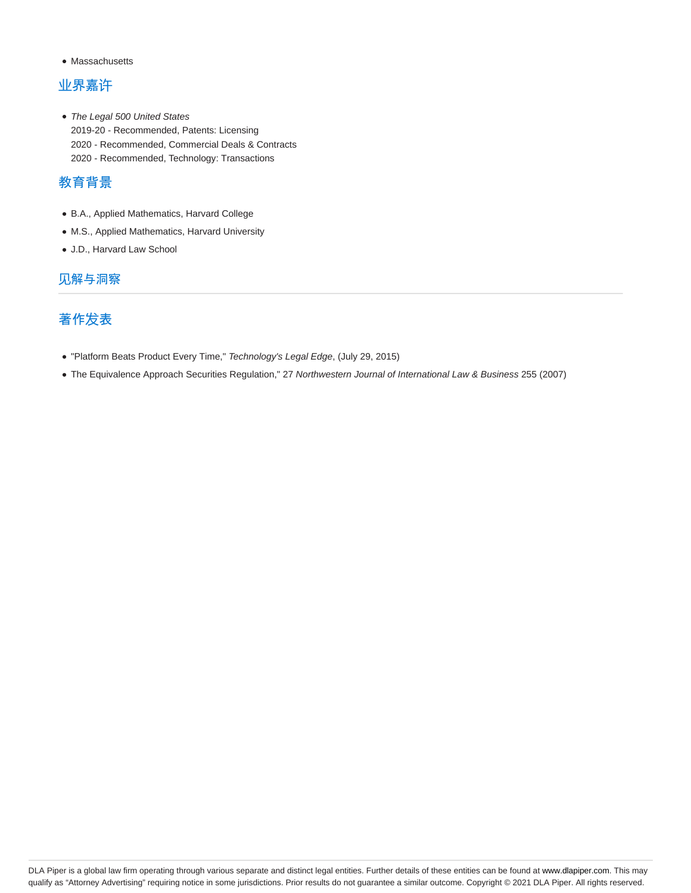- Massachusetts

## 业界嘉许

- *The Legal 500 United States*
  2019-20 - Recommended, Patents: Licensing
  2020 - Recommended, Commercial Deals & Contracts
  2020 - Recommended, Technology: Transactions

## 教育背景

- B.A., Applied Mathematics, Harvard College
- M.S., Applied Mathematics, Harvard University
- J.D., Harvard Law School

## 见解与洞察

---

## 著作发表

- "Platform Beats Product Every Time," *Technology's Legal Edge*, (July 29, 2015)
- The Equivalence Approach Securities Regulation," 27 *Northwestern Journal of International Law & Business* 255 (2007)

DLA Piper is a global law firm operating through various separate and distinct legal entities. Further details of these entities can be found at www.dlapiper.com. This may qualify as "Attorney Advertising" requiring notice in some jurisdictions. Prior results do not guarantee a similar outcome. Copyright © 2021 DLA Piper. All rights reserved.